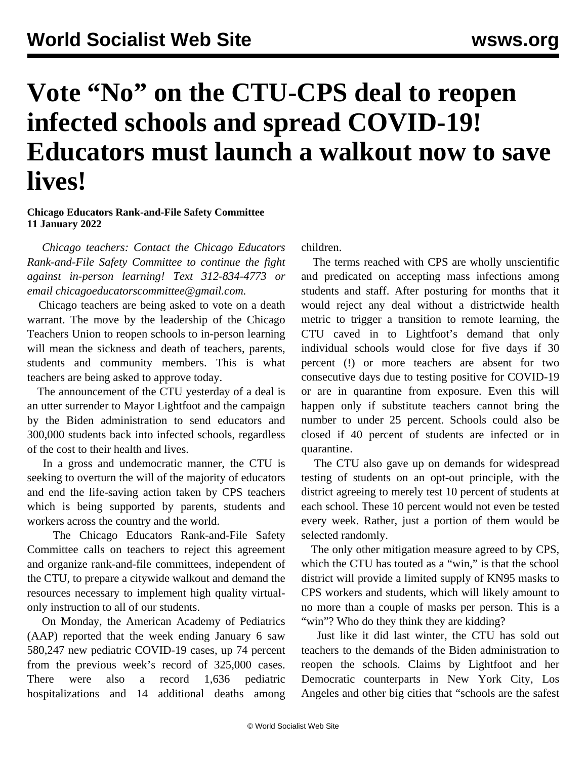# Vote "No" on the CTU-CPS deal to reopen infected schools and spread COVID-19! Educators must launch a walkout now to save lives!

**Chicago Educators Rank-and-File Safety Committee**
**11 January 2022**

*Chicago teachers: Contact the Chicago Educators Rank-and-File Safety Committee to continue the fight against in-person learning! Text 312-834-4773 or email chicagoeducatorscommittee@gmail.com.*

Chicago teachers are being asked to vote on a death warrant. The move by the leadership of the Chicago Teachers Union to reopen schools to in-person learning will mean the sickness and death of teachers, parents, students and community members. This is what teachers are being asked to approve today.

The announcement of the CTU yesterday of a deal is an utter surrender to Mayor Lightfoot and the campaign by the Biden administration to send educators and 300,000 students back into infected schools, regardless of the cost to their health and lives.

In a gross and undemocratic manner, the CTU is seeking to overturn the will of the majority of educators and end the life-saving action taken by CPS teachers which is being supported by parents, students and workers across the country and the world.

The Chicago Educators Rank-and-File Safety Committee calls on teachers to reject this agreement and organize rank-and-file committees, independent of the CTU, to prepare a citywide walkout and demand the resources necessary to implement high quality virtual-only instruction to all of our students.

On Monday, the American Academy of Pediatrics (AAP) reported that the week ending January 6 saw 580,247 new pediatric COVID-19 cases, up 74 percent from the previous week's record of 325,000 cases. There were also a record 1,636 pediatric hospitalizations and 14 additional deaths among children.

The terms reached with CPS are wholly unscientific and predicated on accepting mass infections among students and staff. After posturing for months that it would reject any deal without a districtwide health metric to trigger a transition to remote learning, the CTU caved in to Lightfoot's demand that only individual schools would close for five days if 30 percent (!) or more teachers are absent for two consecutive days due to testing positive for COVID-19 or are in quarantine from exposure. Even this will happen only if substitute teachers cannot bring the number to under 25 percent. Schools could also be closed if 40 percent of students are infected or in quarantine.

The CTU also gave up on demands for widespread testing of students on an opt-out principle, with the district agreeing to merely test 10 percent of students at each school. These 10 percent would not even be tested every week. Rather, just a portion of them would be selected randomly.

The only other mitigation measure agreed to by CPS, which the CTU has touted as a "win," is that the school district will provide a limited supply of KN95 masks to CPS workers and students, which will likely amount to no more than a couple of masks per person. This is a "win"? Who do they think they are kidding?

Just like it did last winter, the CTU has sold out teachers to the demands of the Biden administration to reopen the schools. Claims by Lightfoot and her Democratic counterparts in New York City, Los Angeles and other big cities that "schools are the safest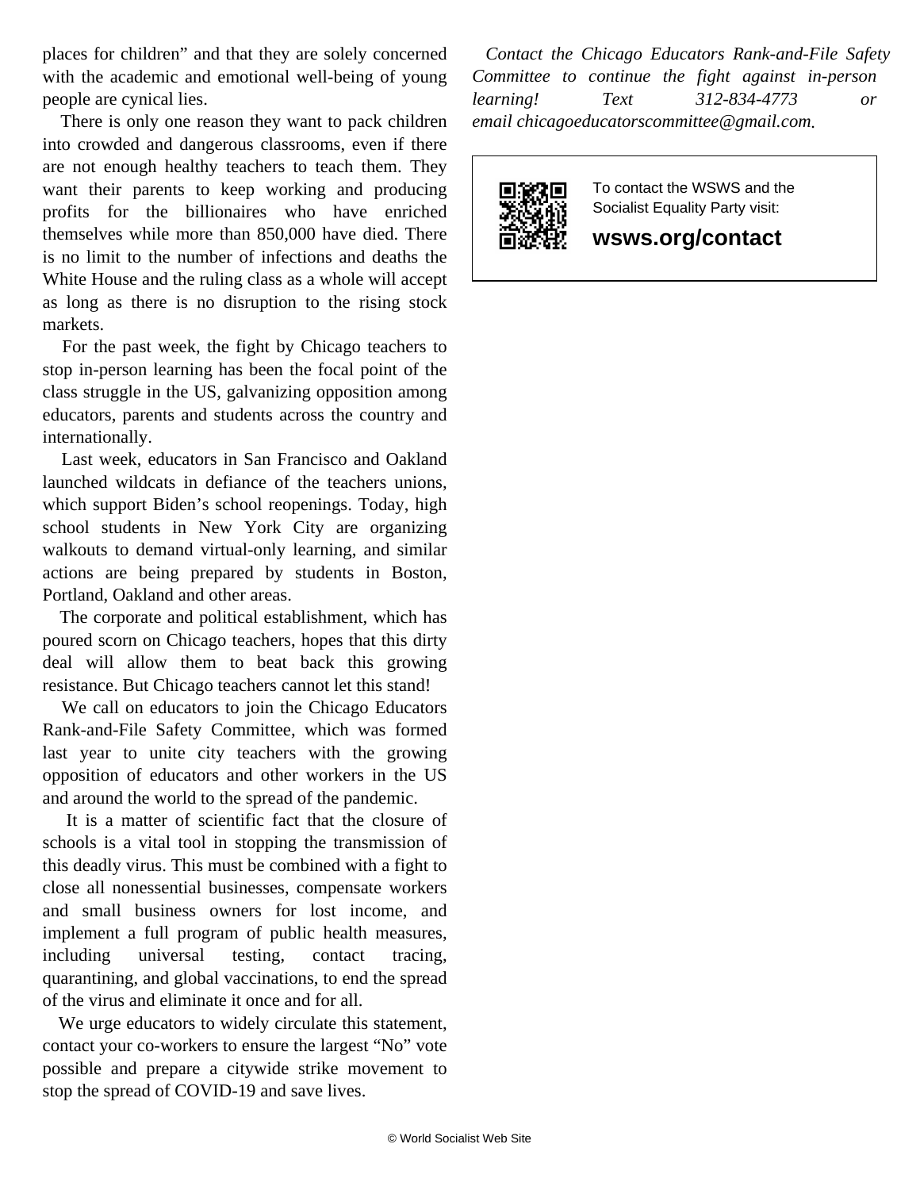places for children" and that they are solely concerned with the academic and emotional well-being of young people are cynical lies.

There is only one reason they want to pack children into crowded and dangerous classrooms, even if there are not enough healthy teachers to teach them. They want their parents to keep working and producing profits for the billionaires who have enriched themselves while more than 850,000 have died. There is no limit to the number of infections and deaths the White House and the ruling class as a whole will accept as long as there is no disruption to the rising stock markets.

For the past week, the fight by Chicago teachers to stop in-person learning has been the focal point of the class struggle in the US, galvanizing opposition among educators, parents and students across the country and internationally.

Last week, educators in San Francisco and Oakland launched wildcats in defiance of the teachers unions, which support Biden's school reopenings. Today, high school students in New York City are organizing walkouts to demand virtual-only learning, and similar actions are being prepared by students in Boston, Portland, Oakland and other areas.

The corporate and political establishment, which has poured scorn on Chicago teachers, hopes that this dirty deal will allow them to beat back this growing resistance. But Chicago teachers cannot let this stand!

We call on educators to join the Chicago Educators Rank-and-File Safety Committee, which was formed last year to unite city teachers with the growing opposition of educators and other workers in the US and around the world to the spread of the pandemic.

It is a matter of scientific fact that the closure of schools is a vital tool in stopping the transmission of this deadly virus. This must be combined with a fight to close all nonessential businesses, compensate workers and small business owners for lost income, and implement a full program of public health measures, including universal testing, contact tracing, quarantining, and global vaccinations, to end the spread of the virus and eliminate it once and for all.

We urge educators to widely circulate this statement, contact your co-workers to ensure the largest "No" vote possible and prepare a citywide strike movement to stop the spread of COVID-19 and save lives.

*Contact the Chicago Educators Rank-and-File Safety Committee to continue the fight against in-person learning! Text 312-834-4773 or email chicagoeducatorscommittee@gmail.com.*

To contact the WSWS and the Socialist Equality Party visit:

**wsws.org/contact**